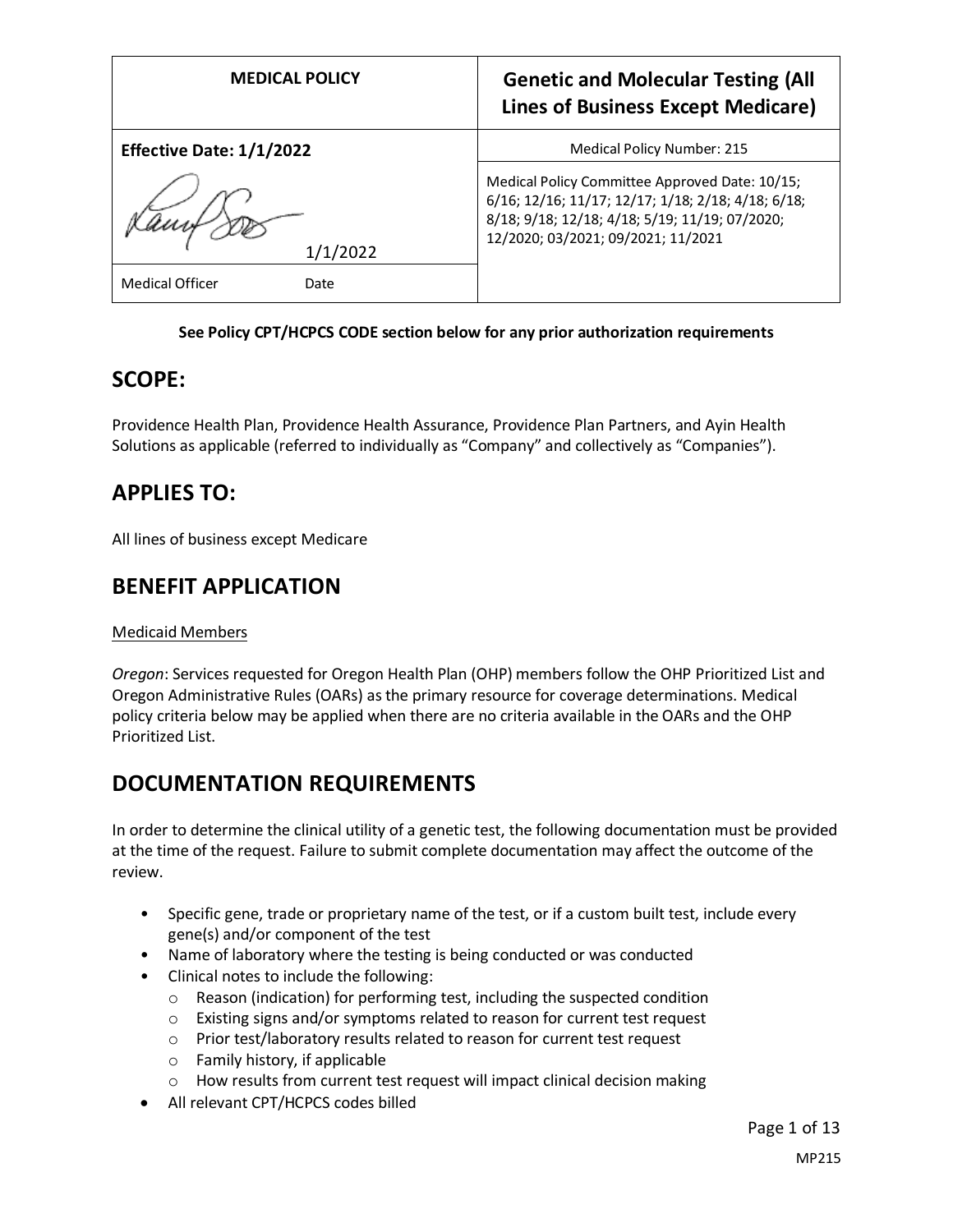| MEDICAL POLICY | Genetic and Molecular Testing (All Lines of Business Except Medicare) |
|---|---|
| **Effective Date: 1/1/2022** | Medical Policy Number: 215 |
| 1/1/2022<br>Medical Officer Date | Medical Policy Committee Approved Date: 10/15; 6/16; 12/16; 11/17; 12/17; 1/18; 2/18; 4/18; 6/18; 8/18; 9/18; 12/18; 4/18; 5/19; 11/19; 07/2020; 12/2020; 03/2021; 09/2021; 11/2021 |

**See Policy CPT/HCPCS CODE section below for any prior authorization requirements**

## SCOPE:

Providence Health Plan, Providence Health Assurance, Providence Plan Partners, and Ayin Health Solutions as applicable (referred to individually as "Company" and collectively as "Companies").

## APPLIES TO:

All lines of business except Medicare

## BENEFIT APPLICATION

Medicaid Members

*Oregon*: Services requested for Oregon Health Plan (OHP) members follow the OHP Prioritized List and Oregon Administrative Rules (OARs) as the primary resource for coverage determinations. Medical policy criteria below may be applied when there are no criteria available in the OARs and the OHP Prioritized List.

## DOCUMENTATION REQUIREMENTS

In order to determine the clinical utility of a genetic test, the following documentation must be provided at the time of the request. Failure to submit complete documentation may affect the outcome of the review.

- Specific gene, trade or proprietary name of the test, or if a custom built test, include every gene(s) and/or component of the test
- Name of laboratory where the testing is being conducted or was conducted
- Clinical notes to include the following:
  - Reason (indication) for performing test, including the suspected condition
  - Existing signs and/or symptoms related to reason for current test request
  - Prior test/laboratory results related to reason for current test request
  - Family history, if applicable
  - How results from current test request will impact clinical decision making
- All relevant CPT/HCPCS codes billed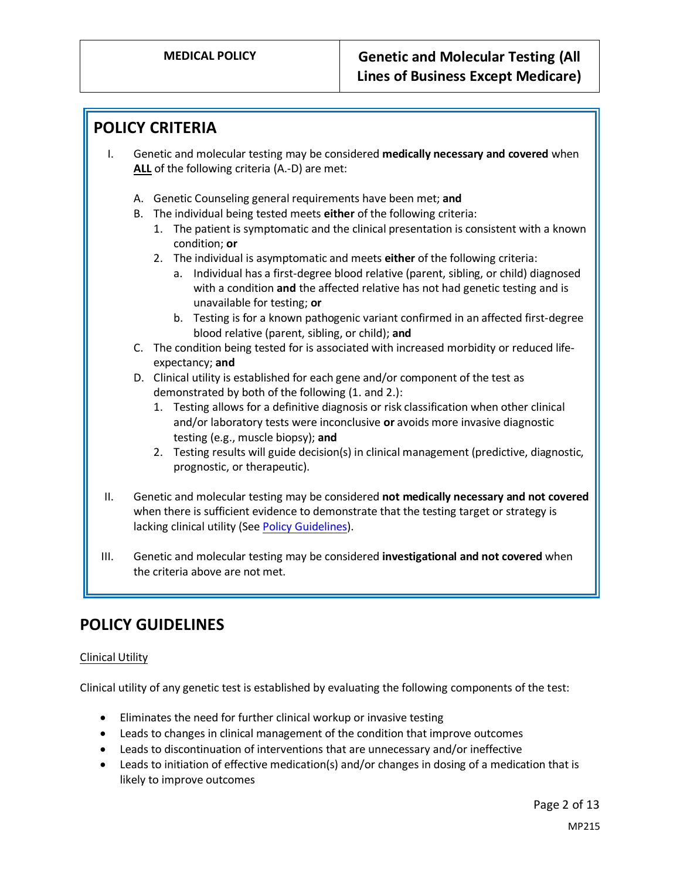## POLICY CRITERIA

I. Genetic and molecular testing may be considered **medically necessary and covered** when **ALL** of the following criteria (A.-D) are met:

   A. Genetic Counseling general requirements have been met; **and**
   B. The individual being tested meets **either** of the following criteria:
      1. The patient is symptomatic and the clinical presentation is consistent with a known condition; **or**
      2. The individual is asymptomatic and meets **either** of the following criteria:
         a. Individual has a first-degree blood relative (parent, sibling, or child) diagnosed with a condition **and** the affected relative has not had genetic testing and is unavailable for testing; **or**
         b. Testing is for a known pathogenic variant confirmed in an affected first-degree blood relative (parent, sibling, or child); **and**
   C. The condition being tested for is associated with increased morbidity or reduced life-expectancy; **and**
   D. Clinical utility is established for each gene and/or component of the test as demonstrated by both of the following (1. and 2.):
      1. Testing allows for a definitive diagnosis or risk classification when other clinical and/or laboratory tests were inconclusive **or** avoids more invasive diagnostic testing (e.g., muscle biopsy); **and**
      2. Testing results will guide decision(s) in clinical management (predictive, diagnostic, prognostic, or therapeutic).

II. Genetic and molecular testing may be considered **not medically necessary and not covered** when there is sufficient evidence to demonstrate that the testing target or strategy is lacking clinical utility (See Policy Guidelines).

III. Genetic and molecular testing may be considered **investigational and not covered** when the criteria above are not met.

## POLICY GUIDELINES

Clinical Utility

Clinical utility of any genetic test is established by evaluating the following components of the test:

- Eliminates the need for further clinical workup or invasive testing
- Leads to changes in clinical management of the condition that improve outcomes
- Leads to discontinuation of interventions that are unnecessary and/or ineffective
- Leads to initiation of effective medication(s) and/or changes in dosing of a medication that is likely to improve outcomes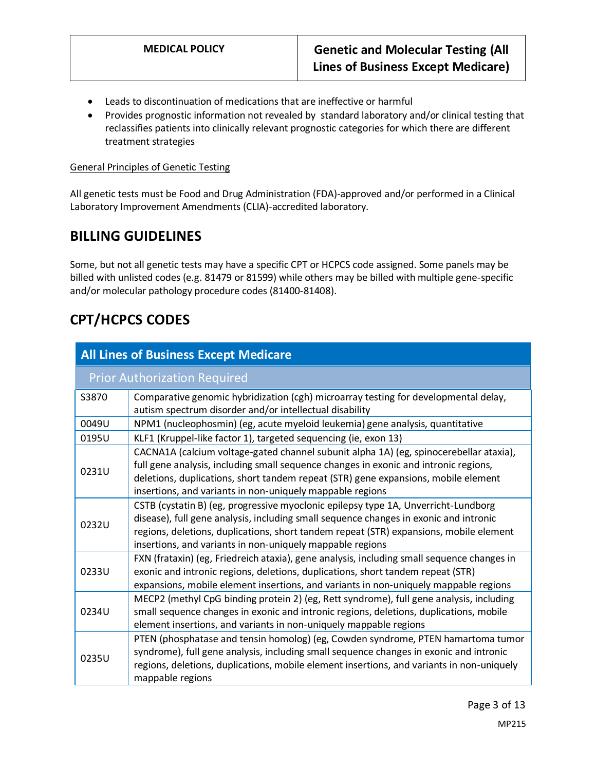- Leads to discontinuation of medications that are ineffective or harmful
- Provides prognostic information not revealed by standard laboratory and/or clinical testing that reclassifies patients into clinically relevant prognostic categories for which there are different treatment strategies

General Principles of Genetic Testing

All genetic tests must be Food and Drug Administration (FDA)-approved and/or performed in a Clinical Laboratory Improvement Amendments (CLIA)-accredited laboratory.

## BILLING GUIDELINES

Some, but not all genetic tests may have a specific CPT or HCPCS code assigned. Some panels may be billed with unlisted codes (e.g. 81479 or 81599) while others may be billed with multiple gene-specific and/or molecular pathology procedure codes (81400-81408).

## CPT/HCPCS CODES

| All Lines of Business Except Medicare | |
|---|---|
| **Prior Authorization Required** | |
| S3870 | Comparative genomic hybridization (cgh) microarray testing for developmental delay, autism spectrum disorder and/or intellectual disability |
| 0049U | NPM1 (nucleophosmin) (eg, acute myeloid leukemia) gene analysis, quantitative |
| 0195U | KLF1 (Kruppel-like factor 1), targeted sequencing (ie, exon 13) |
| 0231U | CACNA1A (calcium voltage-gated channel subunit alpha 1A) (eg, spinocerebellar ataxia), full gene analysis, including small sequence changes in exonic and intronic regions, deletions, duplications, short tandem repeat (STR) gene expansions, mobile element insertions, and variants in non-uniquely mappable regions |
| 0232U | CSTB (cystatin B) (eg, progressive myoclonic epilepsy type 1A, Unverricht-Lundborg disease), full gene analysis, including small sequence changes in exonic and intronic regions, deletions, duplications, short tandem repeat (STR) expansions, mobile element insertions, and variants in non-uniquely mappable regions |
| 0233U | FXN (frataxin) (eg, Friedreich ataxia), gene analysis, including small sequence changes in exonic and intronic regions, deletions, duplications, short tandem repeat (STR) expansions, mobile element insertions, and variants in non-uniquely mappable regions |
| 0234U | MECP2 (methyl CpG binding protein 2) (eg, Rett syndrome), full gene analysis, including small sequence changes in exonic and intronic regions, deletions, duplications, mobile element insertions, and variants in non-uniquely mappable regions |
| 0235U | PTEN (phosphatase and tensin homolog) (eg, Cowden syndrome, PTEN hamartoma tumor syndrome), full gene analysis, including small sequence changes in exonic and intronic regions, deletions, duplications, mobile element insertions, and variants in non-uniquely mappable regions |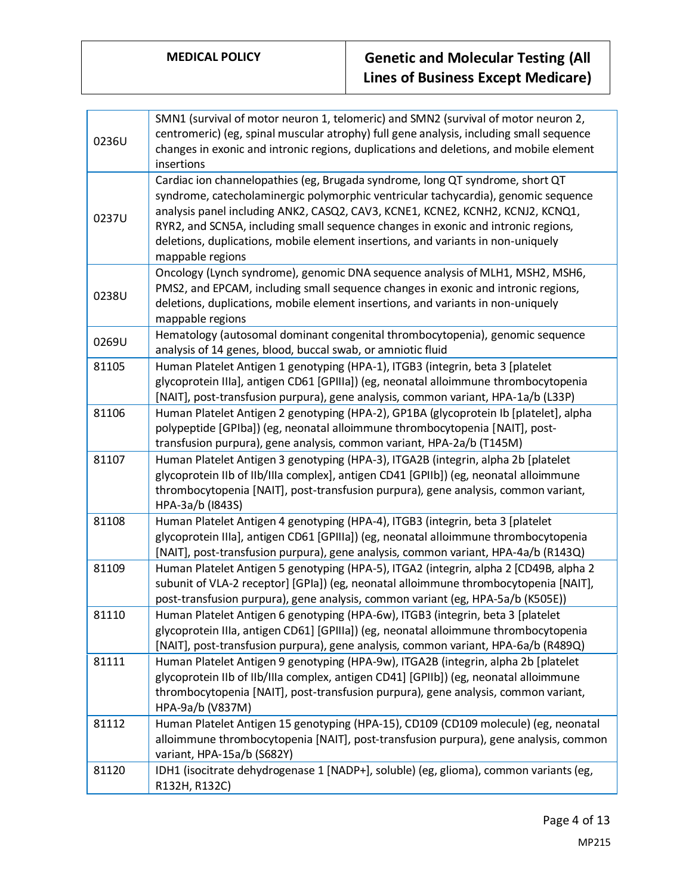| | |
|---|---|
| 0236U | SMN1 (survival of motor neuron 1, telomeric) and SMN2 (survival of motor neuron 2, centromeric) (eg, spinal muscular atrophy) full gene analysis, including small sequence changes in exonic and intronic regions, duplications and deletions, and mobile element insertions |
| 0237U | Cardiac ion channelopathies (eg, Brugada syndrome, long QT syndrome, short QT syndrome, catecholaminergic polymorphic ventricular tachycardia), genomic sequence analysis panel including ANK2, CASQ2, CAV3, KCNE1, KCNE2, KCNH2, KCNJ2, KCNQ1, RYR2, and SCN5A, including small sequence changes in exonic and intronic regions, deletions, duplications, mobile element insertions, and variants in non-uniquely mappable regions |
| 0238U | Oncology (Lynch syndrome), genomic DNA sequence analysis of MLH1, MSH2, MSH6, PMS2, and EPCAM, including small sequence changes in exonic and intronic regions, deletions, duplications, mobile element insertions, and variants in non-uniquely mappable regions |
| 0269U | Hematology (autosomal dominant congenital thrombocytopenia), genomic sequence analysis of 14 genes, blood, buccal swab, or amniotic fluid |
| 81105 | Human Platelet Antigen 1 genotyping (HPA-1), ITGB3 (integrin, beta 3 [platelet glycoprotein IIIa], antigen CD61 [GPIIIa]) (eg, neonatal alloimmune thrombocytopenia [NAIT], post-transfusion purpura), gene analysis, common variant, HPA-1a/b (L33P) |
| 81106 | Human Platelet Antigen 2 genotyping (HPA-2), GP1BA (glycoprotein Ib [platelet], alpha polypeptide [GPIba]) (eg, neonatal alloimmune thrombocytopenia [NAIT], post-transfusion purpura), gene analysis, common variant, HPA-2a/b (T145M) |
| 81107 | Human Platelet Antigen 3 genotyping (HPA-3), ITGA2B (integrin, alpha 2b [platelet glycoprotein IIb of IIb/IIIa complex], antigen CD41 [GPIIb]) (eg, neonatal alloimmune thrombocytopenia [NAIT], post-transfusion purpura), gene analysis, common variant, HPA-3a/b (I843S) |
| 81108 | Human Platelet Antigen 4 genotyping (HPA-4), ITGB3 (integrin, beta 3 [platelet glycoprotein IIIa], antigen CD61 [GPIIIa]) (eg, neonatal alloimmune thrombocytopenia [NAIT], post-transfusion purpura), gene analysis, common variant, HPA-4a/b (R143Q) |
| 81109 | Human Platelet Antigen 5 genotyping (HPA-5), ITGA2 (integrin, alpha 2 [CD49B, alpha 2 subunit of VLA-2 receptor] [GPIa]) (eg, neonatal alloimmune thrombocytopenia [NAIT], post-transfusion purpura), gene analysis, common variant (eg, HPA-5a/b (K505E)) |
| 81110 | Human Platelet Antigen 6 genotyping (HPA-6w), ITGB3 (integrin, beta 3 [platelet glycoprotein IIIa, antigen CD61] [GPIIIa]) (eg, neonatal alloimmune thrombocytopenia [NAIT], post-transfusion purpura), gene analysis, common variant, HPA-6a/b (R489Q) |
| 81111 | Human Platelet Antigen 9 genotyping (HPA-9w), ITGA2B (integrin, alpha 2b [platelet glycoprotein IIb of IIb/IIIa complex, antigen CD41] [GPIIb]) (eg, neonatal alloimmune thrombocytopenia [NAIT], post-transfusion purpura), gene analysis, common variant, HPA-9a/b (V837M) |
| 81112 | Human Platelet Antigen 15 genotyping (HPA-15), CD109 (CD109 molecule) (eg, neonatal alloimmune thrombocytopenia [NAIT], post-transfusion purpura), gene analysis, common variant, HPA-15a/b (S682Y) |
| 81120 | IDH1 (isocitrate dehydrogenase 1 [NADP+], soluble) (eg, glioma), common variants (eg, R132H, R132C) |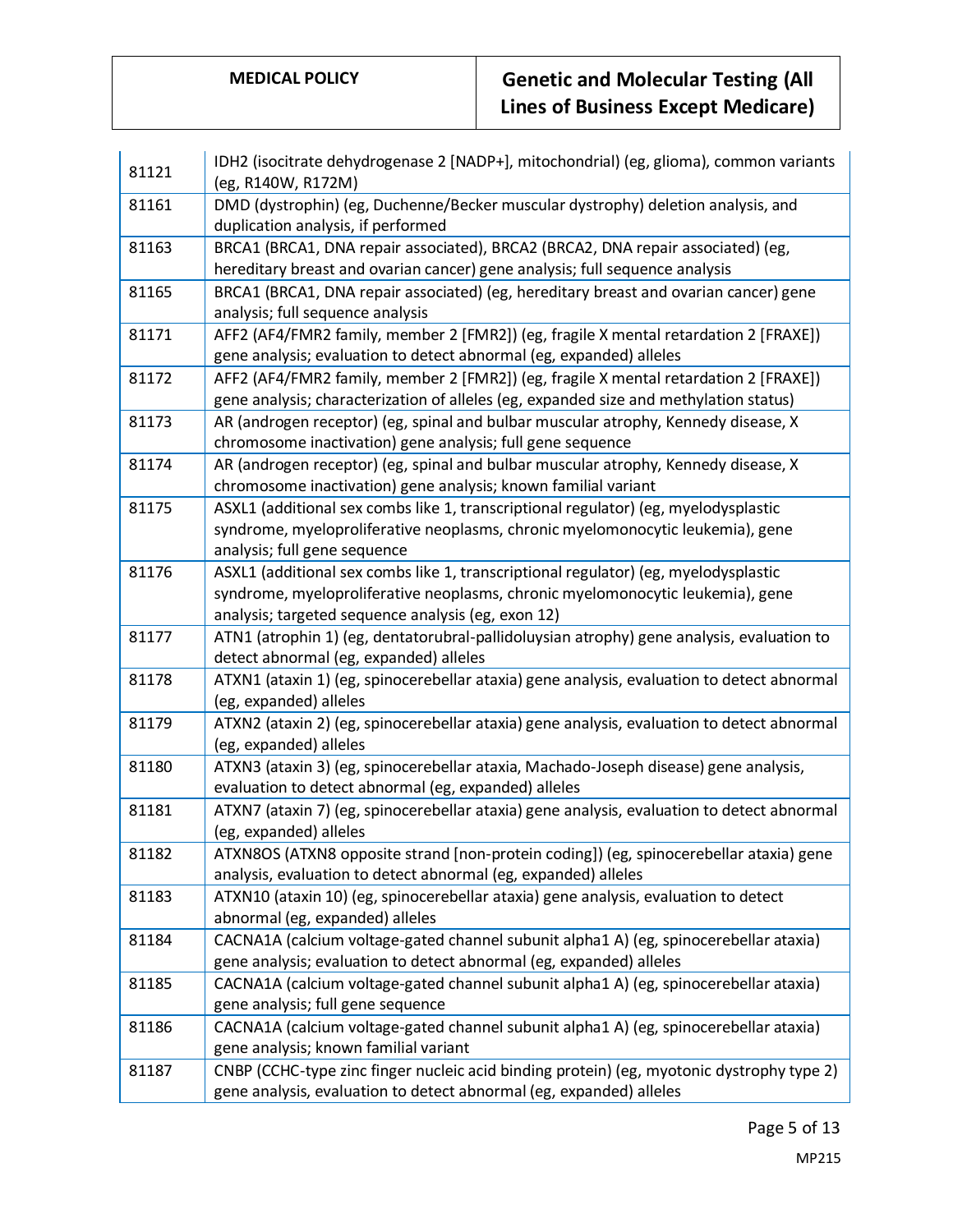| | |
|---|---|
| 81121 | IDH2 (isocitrate dehydrogenase 2 [NADP+], mitochondrial) (eg, glioma), common variants (eg, R140W, R172M) |
| 81161 | DMD (dystrophin) (eg, Duchenne/Becker muscular dystrophy) deletion analysis, and duplication analysis, if performed |
| 81163 | BRCA1 (BRCA1, DNA repair associated), BRCA2 (BRCA2, DNA repair associated) (eg, hereditary breast and ovarian cancer) gene analysis; full sequence analysis |
| 81165 | BRCA1 (BRCA1, DNA repair associated) (eg, hereditary breast and ovarian cancer) gene analysis; full sequence analysis |
| 81171 | AFF2 (AF4/FMR2 family, member 2 [FMR2]) (eg, fragile X mental retardation 2 [FRAXE]) gene analysis; evaluation to detect abnormal (eg, expanded) alleles |
| 81172 | AFF2 (AF4/FMR2 family, member 2 [FMR2]) (eg, fragile X mental retardation 2 [FRAXE]) gene analysis; characterization of alleles (eg, expanded size and methylation status) |
| 81173 | AR (androgen receptor) (eg, spinal and bulbar muscular atrophy, Kennedy disease, X chromosome inactivation) gene analysis; full gene sequence |
| 81174 | AR (androgen receptor) (eg, spinal and bulbar muscular atrophy, Kennedy disease, X chromosome inactivation) gene analysis; known familial variant |
| 81175 | ASXL1 (additional sex combs like 1, transcriptional regulator) (eg, myelodysplastic syndrome, myeloproliferative neoplasms, chronic myelomonocytic leukemia), gene analysis; full gene sequence |
| 81176 | ASXL1 (additional sex combs like 1, transcriptional regulator) (eg, myelodysplastic syndrome, myeloproliferative neoplasms, chronic myelomonocytic leukemia), gene analysis; targeted sequence analysis (eg, exon 12) |
| 81177 | ATN1 (atrophin 1) (eg, dentatorubral-pallidoluysian atrophy) gene analysis, evaluation to detect abnormal (eg, expanded) alleles |
| 81178 | ATXN1 (ataxin 1) (eg, spinocerebellar ataxia) gene analysis, evaluation to detect abnormal (eg, expanded) alleles |
| 81179 | ATXN2 (ataxin 2) (eg, spinocerebellar ataxia) gene analysis, evaluation to detect abnormal (eg, expanded) alleles |
| 81180 | ATXN3 (ataxin 3) (eg, spinocerebellar ataxia, Machado-Joseph disease) gene analysis, evaluation to detect abnormal (eg, expanded) alleles |
| 81181 | ATXN7 (ataxin 7) (eg, spinocerebellar ataxia) gene analysis, evaluation to detect abnormal (eg, expanded) alleles |
| 81182 | ATXN8OS (ATXN8 opposite strand [non-protein coding]) (eg, spinocerebellar ataxia) gene analysis, evaluation to detect abnormal (eg, expanded) alleles |
| 81183 | ATXN10 (ataxin 10) (eg, spinocerebellar ataxia) gene analysis, evaluation to detect abnormal (eg, expanded) alleles |
| 81184 | CACNA1A (calcium voltage-gated channel subunit alpha1 A) (eg, spinocerebellar ataxia) gene analysis; evaluation to detect abnormal (eg, expanded) alleles |
| 81185 | CACNA1A (calcium voltage-gated channel subunit alpha1 A) (eg, spinocerebellar ataxia) gene analysis; full gene sequence |
| 81186 | CACNA1A (calcium voltage-gated channel subunit alpha1 A) (eg, spinocerebellar ataxia) gene analysis; known familial variant |
| 81187 | CNBP (CCHC-type zinc finger nucleic acid binding protein) (eg, myotonic dystrophy type 2) gene analysis, evaluation to detect abnormal (eg, expanded) alleles |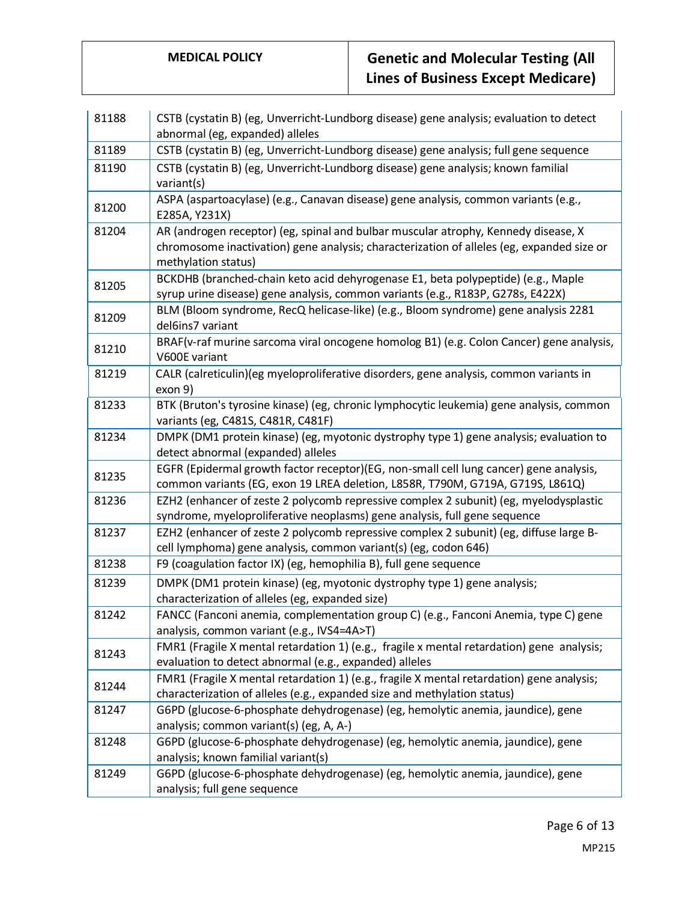| | |
|---|---|
| 81188 | CSTB (cystatin B) (eg, Unverricht-Lundborg disease) gene analysis; evaluation to detect abnormal (eg, expanded) alleles |
| 81189 | CSTB (cystatin B) (eg, Unverricht-Lundborg disease) gene analysis; full gene sequence |
| 81190 | CSTB (cystatin B) (eg, Unverricht-Lundborg disease) gene analysis; known familial variant(s) |
| 81200 | ASPA (aspartoacylase) (e.g., Canavan disease) gene analysis, common variants (e.g., E285A, Y231X) |
| 81204 | AR (androgen receptor) (eg, spinal and bulbar muscular atrophy, Kennedy disease, X chromosome inactivation) gene analysis; characterization of alleles (eg, expanded size or methylation status) |
| 81205 | BCKDHB (branched-chain keto acid dehyrogenase E1, beta polypeptide) (e.g., Maple syrup urine disease) gene analysis, common variants (e.g., R183P, G278s, E422X) |
| 81209 | BLM (Bloom syndrome, RecQ helicase-like) (e.g., Bloom syndrome) gene analysis 2281 del6ins7 variant |
| 81210 | BRAF(v-raf murine sarcoma viral oncogene homolog B1) (e.g. Colon Cancer) gene analysis, V600E variant |
| 81219 | CALR (calreticulin)(eg myeloproliferative disorders, gene analysis, common variants in exon 9) |
| 81233 | BTK (Bruton's tyrosine kinase) (eg, chronic lymphocytic leukemia) gene analysis, common variants (eg, C481S, C481R, C481F) |
| 81234 | DMPK (DM1 protein kinase) (eg, myotonic dystrophy type 1) gene analysis; evaluation to detect abnormal (expanded) alleles |
| 81235 | EGFR (Epidermal growth factor receptor)(EG, non-small cell lung cancer) gene analysis, common variants (EG, exon 19 LREA deletion, L858R, T790M, G719A, G719S, L861Q) |
| 81236 | EZH2 (enhancer of zeste 2 polycomb repressive complex 2 subunit) (eg, myelodysplastic syndrome, myeloproliferative neoplasms) gene analysis, full gene sequence |
| 81237 | EZH2 (enhancer of zeste 2 polycomb repressive complex 2 subunit) (eg, diffuse large B-cell lymphoma) gene analysis, common variant(s) (eg, codon 646) |
| 81238 | F9 (coagulation factor IX) (eg, hemophilia B), full gene sequence |
| 81239 | DMPK (DM1 protein kinase) (eg, myotonic dystrophy type 1) gene analysis; characterization of alleles (eg, expanded size) |
| 81242 | FANCC (Fanconi anemia, complementation group C) (e.g., Fanconi Anemia, type C) gene analysis, common variant (e.g., IVS4=4A>T) |
| 81243 | FMR1 (Fragile X mental retardation 1) (e.g., fragile x mental retardation) gene analysis; evaluation to detect abnormal (e.g., expanded) alleles |
| 81244 | FMR1 (Fragile X mental retardation 1) (e.g., fragile X mental retardation) gene analysis; characterization of alleles (e.g., expanded size and methylation status) |
| 81247 | G6PD (glucose-6-phosphate dehydrogenase) (eg, hemolytic anemia, jaundice), gene analysis; common variant(s) (eg, A, A-) |
| 81248 | G6PD (glucose-6-phosphate dehydrogenase) (eg, hemolytic anemia, jaundice), gene analysis; known familial variant(s) |
| 81249 | G6PD (glucose-6-phosphate dehydrogenase) (eg, hemolytic anemia, jaundice), gene analysis; full gene sequence |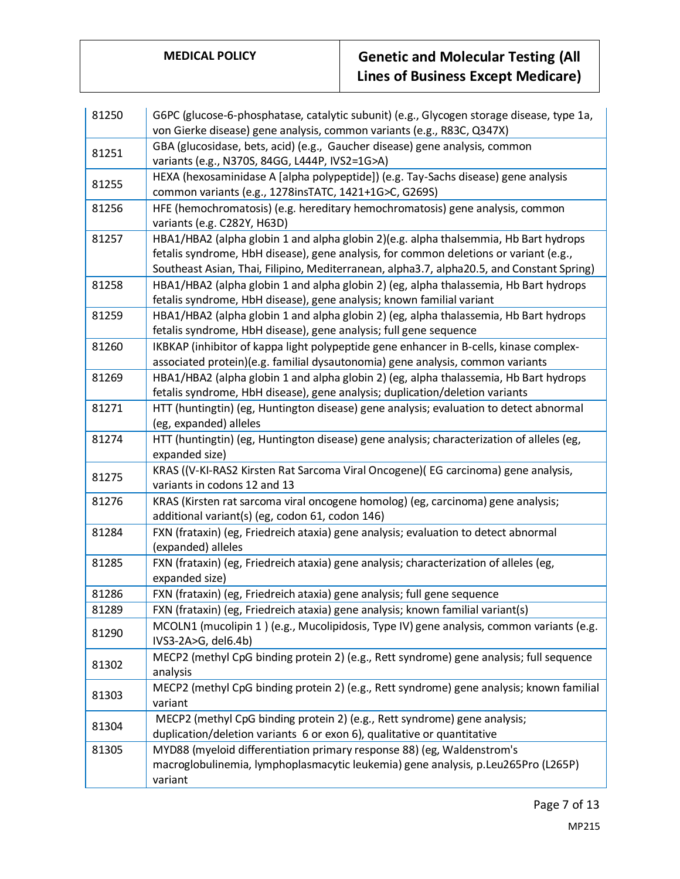| | |
|---|---|
| 81250 | G6PC (glucose-6-phosphatase, catalytic subunit) (e.g., Glycogen storage disease, type 1a, von Gierke disease) gene analysis, common variants (e.g., R83C, Q347X) |
| 81251 | GBA (glucosidase, bets, acid) (e.g., Gaucher disease) gene analysis, common variants (e.g., N370S, 84GG, L444P, IVS2=1G>A) |
| 81255 | HEXA (hexosaminidase A [alpha polypeptide]) (e.g. Tay-Sachs disease) gene analysis common variants (e.g., 1278insTATC, 1421+1G>C, G269S) |
| 81256 | HFE (hemochromatosis) (e.g. hereditary hemochromatosis) gene analysis, common variants (e.g. C282Y, H63D) |
| 81257 | HBA1/HBA2 (alpha globin 1 and alpha globin 2)(e.g. alpha thalsemmia, Hb Bart hydrops fetalis syndrome, HbH disease), gene analysis, for common deletions or variant (e.g., Southeast Asian, Thai, Filipino, Mediterranean, alpha3.7, alpha20.5, and Constant Spring) |
| 81258 | HBA1/HBA2 (alpha globin 1 and alpha globin 2) (eg, alpha thalassemia, Hb Bart hydrops fetalis syndrome, HbH disease), gene analysis; known familial variant |
| 81259 | HBA1/HBA2 (alpha globin 1 and alpha globin 2) (eg, alpha thalassemia, Hb Bart hydrops fetalis syndrome, HbH disease), gene analysis; full gene sequence |
| 81260 | IKBKAP (inhibitor of kappa light polypeptide gene enhancer in B-cells, kinase complex-associated protein)(e.g. familial dysautonomia) gene analysis, common variants |
| 81269 | HBA1/HBA2 (alpha globin 1 and alpha globin 2) (eg, alpha thalassemia, Hb Bart hydrops fetalis syndrome, HbH disease), gene analysis; duplication/deletion variants |
| 81271 | HTT (huntingtin) (eg, Huntington disease) gene analysis; evaluation to detect abnormal (eg, expanded) alleles |
| 81274 | HTT (huntingtin) (eg, Huntington disease) gene analysis; characterization of alleles (eg, expanded size) |
| 81275 | KRAS ((V-KI-RAS2 Kirsten Rat Sarcoma Viral Oncogene)( EG carcinoma) gene analysis, variants in codons 12 and 13 |
| 81276 | KRAS (Kirsten rat sarcoma viral oncogene homolog) (eg, carcinoma) gene analysis; additional variant(s) (eg, codon 61, codon 146) |
| 81284 | FXN (frataxin) (eg, Friedreich ataxia) gene analysis; evaluation to detect abnormal (expanded) alleles |
| 81285 | FXN (frataxin) (eg, Friedreich ataxia) gene analysis; characterization of alleles (eg, expanded size) |
| 81286 | FXN (frataxin) (eg, Friedreich ataxia) gene analysis; full gene sequence |
| 81289 | FXN (frataxin) (eg, Friedreich ataxia) gene analysis; known familial variant(s) |
| 81290 | MCOLN1 (mucolipin 1 ) (e.g., Mucolipidosis, Type IV) gene analysis, common variants (e.g. IVS3-2A>G, del6.4b) |
| 81302 | MECP2 (methyl CpG binding protein 2) (e.g., Rett syndrome) gene analysis; full sequence analysis |
| 81303 | MECP2 (methyl CpG binding protein 2) (e.g., Rett syndrome) gene analysis; known familial variant |
| 81304 | MECP2 (methyl CpG binding protein 2) (e.g., Rett syndrome) gene analysis; duplication/deletion variants 6 or exon 6), qualitative or quantitative |
| 81305 | MYD88 (myeloid differentiation primary response 88) (eg, Waldenstrom's macroglobulinemia, lymphoplasmacytic leukemia) gene analysis, p.Leu265Pro (L265P) variant |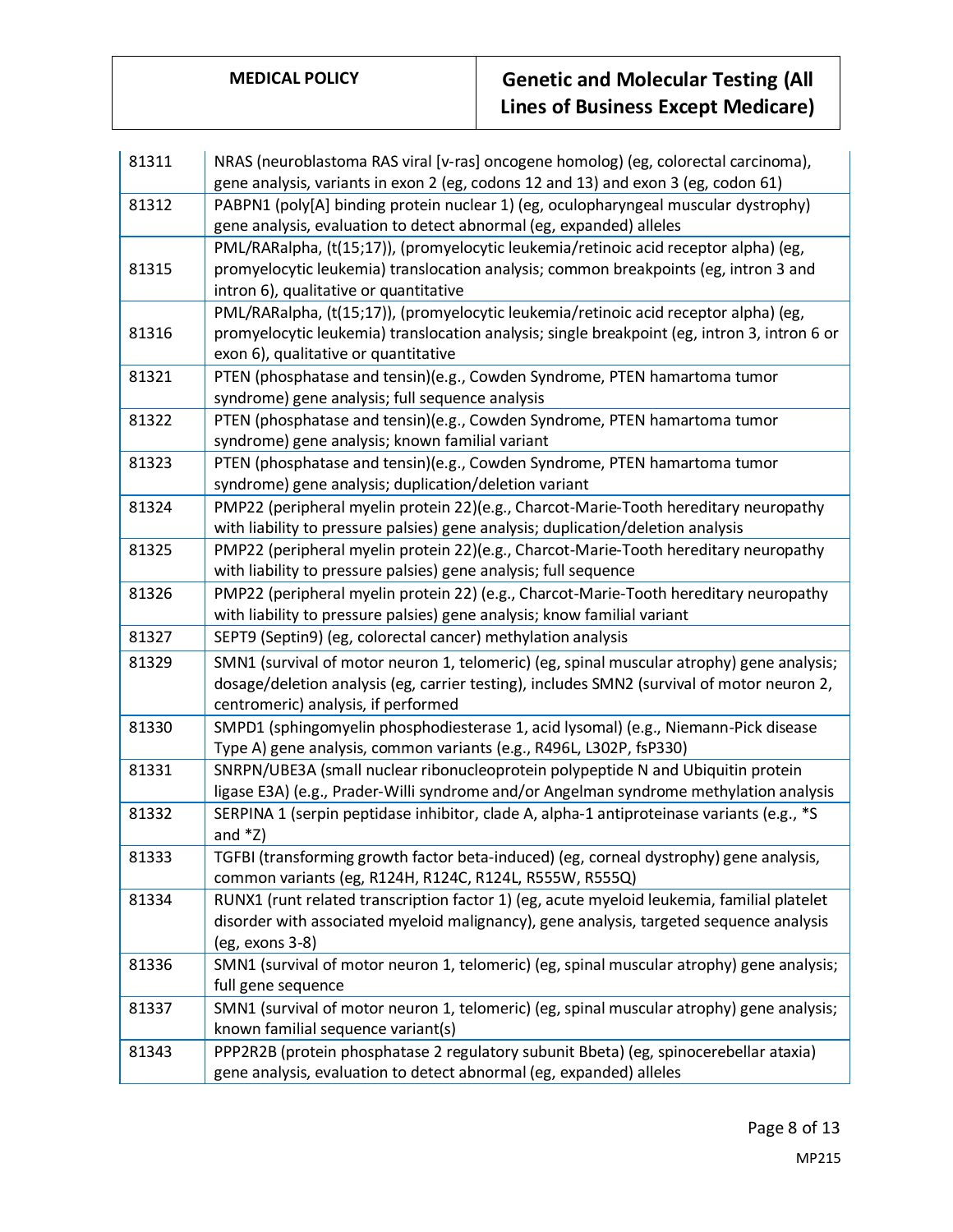| | |
|---|---|
| 81311 | NRAS (neuroblastoma RAS viral [v-ras] oncogene homolog) (eg, colorectal carcinoma), gene analysis, variants in exon 2 (eg, codons 12 and 13) and exon 3 (eg, codon 61) |
| 81312 | PABPN1 (poly[A] binding protein nuclear 1) (eg, oculopharyngeal muscular dystrophy) gene analysis, evaluation to detect abnormal (eg, expanded) alleles |
| 81315 | PML/RARalpha, (t(15;17)), (promyelocytic leukemia/retinoic acid receptor alpha) (eg, promyelocytic leukemia) translocation analysis; common breakpoints (eg, intron 3 and intron 6), qualitative or quantitative |
| 81316 | PML/RARalpha, (t(15;17)), (promyelocytic leukemia/retinoic acid receptor alpha) (eg, promyelocytic leukemia) translocation analysis; single breakpoint (eg, intron 3, intron 6 or exon 6), qualitative or quantitative |
| 81321 | PTEN (phosphatase and tensin)(e.g., Cowden Syndrome, PTEN hamartoma tumor syndrome) gene analysis; full sequence analysis |
| 81322 | PTEN (phosphatase and tensin)(e.g., Cowden Syndrome, PTEN hamartoma tumor syndrome) gene analysis; known familial variant |
| 81323 | PTEN (phosphatase and tensin)(e.g., Cowden Syndrome, PTEN hamartoma tumor syndrome) gene analysis; duplication/deletion variant |
| 81324 | PMP22 (peripheral myelin protein 22)(e.g., Charcot-Marie-Tooth hereditary neuropathy with liability to pressure palsies) gene analysis; duplication/deletion analysis |
| 81325 | PMP22 (peripheral myelin protein 22)(e.g., Charcot-Marie-Tooth hereditary neuropathy with liability to pressure palsies) gene analysis; full sequence |
| 81326 | PMP22 (peripheral myelin protein 22) (e.g., Charcot-Marie-Tooth hereditary neuropathy with liability to pressure palsies) gene analysis; know familial variant |
| 81327 | SEPT9 (Septin9) (eg, colorectal cancer) methylation analysis |
| 81329 | SMN1 (survival of motor neuron 1, telomeric) (eg, spinal muscular atrophy) gene analysis; dosage/deletion analysis (eg, carrier testing), includes SMN2 (survival of motor neuron 2, centromeric) analysis, if performed |
| 81330 | SMPD1 (sphingomyelin phosphodiesterase 1, acid lysomal) (e.g., Niemann-Pick disease Type A) gene analysis, common variants (e.g., R496L, L302P, fsP330) |
| 81331 | SNRPN/UBE3A (small nuclear ribonucleoprotein polypeptide N and Ubiquitin protein ligase E3A) (e.g., Prader-Willi syndrome and/or Angelman syndrome methylation analysis |
| 81332 | SERPINA 1 (serpin peptidase inhibitor, clade A, alpha-1 antiproteinase variants (e.g., *S and *Z) |
| 81333 | TGFBI (transforming growth factor beta-induced) (eg, corneal dystrophy) gene analysis, common variants (eg, R124H, R124C, R124L, R555W, R555Q) |
| 81334 | RUNX1 (runt related transcription factor 1) (eg, acute myeloid leukemia, familial platelet disorder with associated myeloid malignancy), gene analysis, targeted sequence analysis (eg, exons 3-8) |
| 81336 | SMN1 (survival of motor neuron 1, telomeric) (eg, spinal muscular atrophy) gene analysis; full gene sequence |
| 81337 | SMN1 (survival of motor neuron 1, telomeric) (eg, spinal muscular atrophy) gene analysis; known familial sequence variant(s) |
| 81343 | PPP2R2B (protein phosphatase 2 regulatory subunit Bbeta) (eg, spinocerebellar ataxia) gene analysis, evaluation to detect abnormal (eg, expanded) alleles |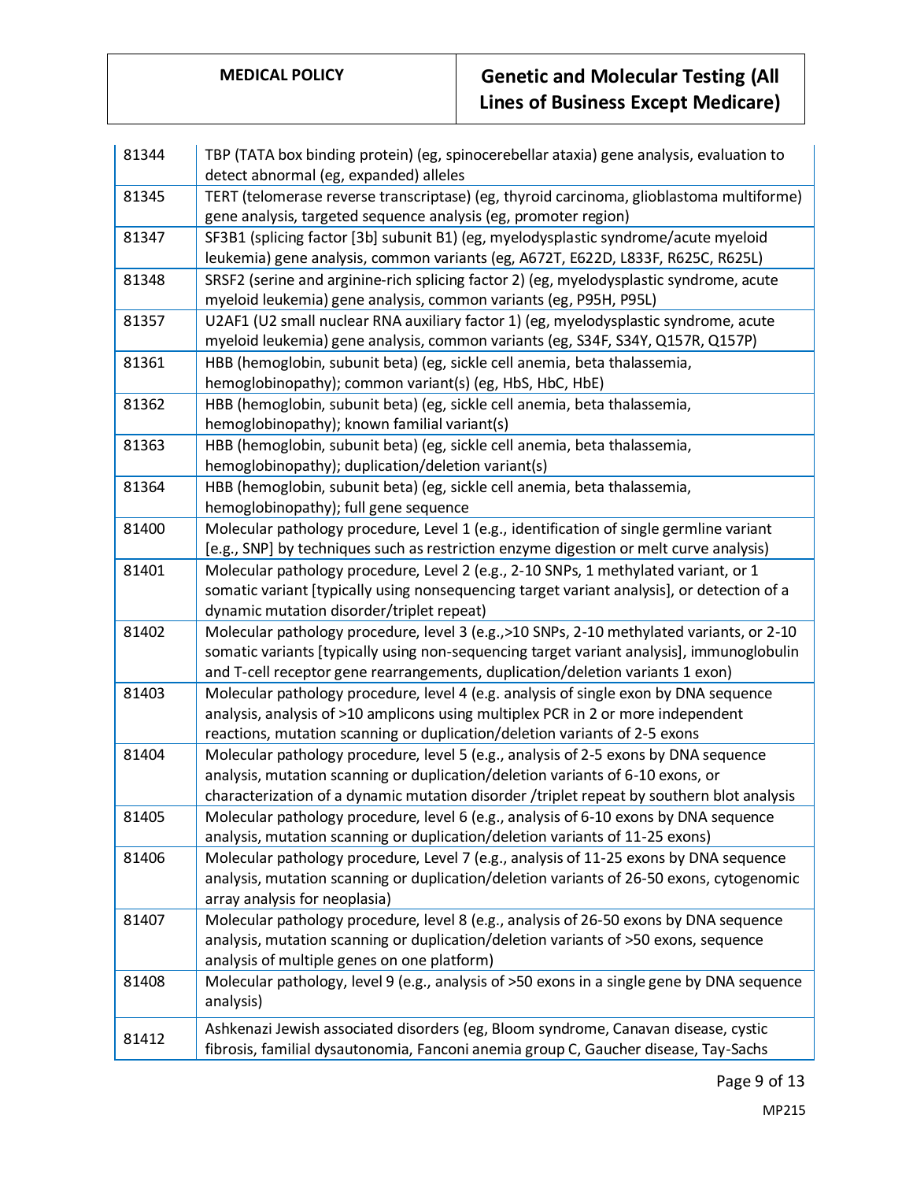| | |
|---|---|
| 81344 | TBP (TATA box binding protein) (eg, spinocerebellar ataxia) gene analysis, evaluation to detect abnormal (eg, expanded) alleles |
| 81345 | TERT (telomerase reverse transcriptase) (eg, thyroid carcinoma, glioblastoma multiforme) gene analysis, targeted sequence analysis (eg, promoter region) |
| 81347 | SF3B1 (splicing factor [3b] subunit B1) (eg, myelodysplastic syndrome/acute myeloid leukemia) gene analysis, common variants (eg, A672T, E622D, L833F, R625C, R625L) |
| 81348 | SRSF2 (serine and arginine-rich splicing factor 2) (eg, myelodysplastic syndrome, acute myeloid leukemia) gene analysis, common variants (eg, P95H, P95L) |
| 81357 | U2AF1 (U2 small nuclear RNA auxiliary factor 1) (eg, myelodysplastic syndrome, acute myeloid leukemia) gene analysis, common variants (eg, S34F, S34Y, Q157R, Q157P) |
| 81361 | HBB (hemoglobin, subunit beta) (eg, sickle cell anemia, beta thalassemia, hemoglobinopathy); common variant(s) (eg, HbS, HbC, HbE) |
| 81362 | HBB (hemoglobin, subunit beta) (eg, sickle cell anemia, beta thalassemia, hemoglobinopathy); known familial variant(s) |
| 81363 | HBB (hemoglobin, subunit beta) (eg, sickle cell anemia, beta thalassemia, hemoglobinopathy); duplication/deletion variant(s) |
| 81364 | HBB (hemoglobin, subunit beta) (eg, sickle cell anemia, beta thalassemia, hemoglobinopathy); full gene sequence |
| 81400 | Molecular pathology procedure, Level 1 (e.g., identification of single germline variant [e.g., SNP] by techniques such as restriction enzyme digestion or melt curve analysis) |
| 81401 | Molecular pathology procedure, Level 2 (e.g., 2-10 SNPs, 1 methylated variant, or 1 somatic variant [typically using nonsequencing target variant analysis], or detection of a dynamic mutation disorder/triplet repeat) |
| 81402 | Molecular pathology procedure, level 3 (e.g.,>10 SNPs, 2-10 methylated variants, or 2-10 somatic variants [typically using non-sequencing target variant analysis], immunoglobulin and T-cell receptor gene rearrangements, duplication/deletion variants 1 exon) |
| 81403 | Molecular pathology procedure, level 4 (e.g. analysis of single exon by DNA sequence analysis, analysis of >10 amplicons using multiplex PCR in 2 or more independent reactions, mutation scanning or duplication/deletion variants of 2-5 exons |
| 81404 | Molecular pathology procedure, level 5 (e.g., analysis of 2-5 exons by DNA sequence analysis, mutation scanning or duplication/deletion variants of 6-10 exons, or characterization of a dynamic mutation disorder /triplet repeat by southern blot analysis |
| 81405 | Molecular pathology procedure, level 6 (e.g., analysis of 6-10 exons by DNA sequence analysis, mutation scanning or duplication/deletion variants of 11-25 exons) |
| 81406 | Molecular pathology procedure, Level 7 (e.g., analysis of 11-25 exons by DNA sequence analysis, mutation scanning or duplication/deletion variants of 26-50 exons, cytogenomic array analysis for neoplasia) |
| 81407 | Molecular pathology procedure, level 8 (e.g., analysis of 26-50 exons by DNA sequence analysis, mutation scanning or duplication/deletion variants of >50 exons, sequence analysis of multiple genes on one platform) |
| 81408 | Molecular pathology, level 9 (e.g., analysis of >50 exons in a single gene by DNA sequence analysis) |
| 81412 | Ashkenazi Jewish associated disorders (eg, Bloom syndrome, Canavan disease, cystic fibrosis, familial dysautonomia, Fanconi anemia group C, Gaucher disease, Tay-Sachs |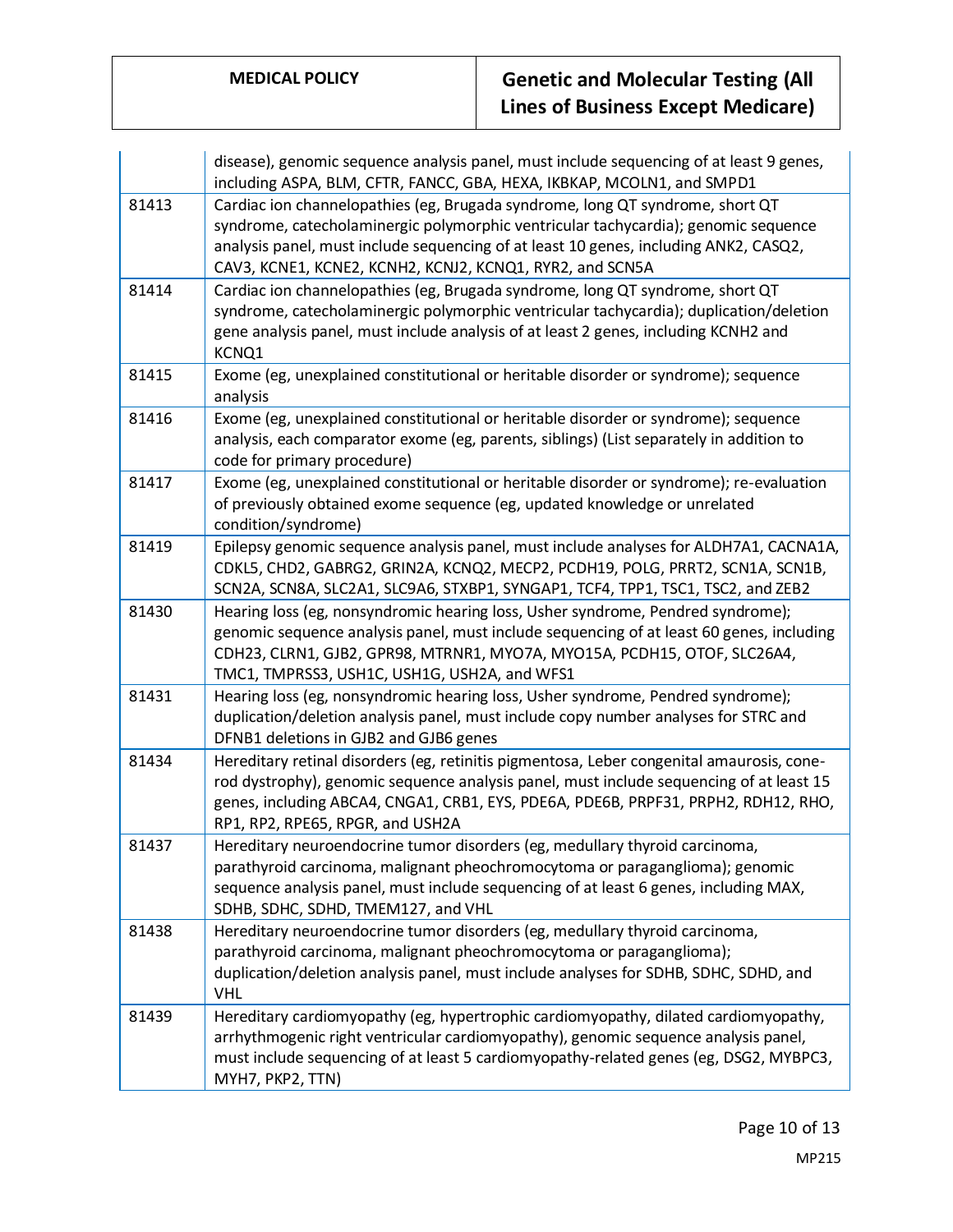|  |  |
|---|---|
|  | disease), genomic sequence analysis panel, must include sequencing of at least 9 genes, including ASPA, BLM, CFTR, FANCC, GBA, HEXA, IKBKAP, MCOLN1, and SMPD1 |
| 81413 | Cardiac ion channelopathies (eg, Brugada syndrome, long QT syndrome, short QT syndrome, catecholaminergic polymorphic ventricular tachycardia); genomic sequence analysis panel, must include sequencing of at least 10 genes, including ANK2, CASQ2, CAV3, KCNE1, KCNE2, KCNH2, KCNJ2, KCNQ1, RYR2, and SCN5A |
| 81414 | Cardiac ion channelopathies (eg, Brugada syndrome, long QT syndrome, short QT syndrome, catecholaminergic polymorphic ventricular tachycardia); duplication/deletion gene analysis panel, must include analysis of at least 2 genes, including KCNH2 and KCNQ1 |
| 81415 | Exome (eg, unexplained constitutional or heritable disorder or syndrome); sequence analysis |
| 81416 | Exome (eg, unexplained constitutional or heritable disorder or syndrome); sequence analysis, each comparator exome (eg, parents, siblings) (List separately in addition to code for primary procedure) |
| 81417 | Exome (eg, unexplained constitutional or heritable disorder or syndrome); re-evaluation of previously obtained exome sequence (eg, updated knowledge or unrelated condition/syndrome) |
| 81419 | Epilepsy genomic sequence analysis panel, must include analyses for ALDH7A1, CACNA1A, CDKL5, CHD2, GABRG2, GRIN2A, KCNQ2, MECP2, PCDH19, POLG, PRRT2, SCN1A, SCN1B, SCN2A, SCN8A, SLC2A1, SLC9A6, STXBP1, SYNGAP1, TCF4, TPP1, TSC1, TSC2, and ZEB2 |
| 81430 | Hearing loss (eg, nonsyndromic hearing loss, Usher syndrome, Pendred syndrome); genomic sequence analysis panel, must include sequencing of at least 60 genes, including CDH23, CLRN1, GJB2, GPR98, MTRNR1, MYO7A, MYO15A, PCDH15, OTOF, SLC26A4, TMC1, TMPRSS3, USH1C, USH1G, USH2A, and WFS1 |
| 81431 | Hearing loss (eg, nonsyndromic hearing loss, Usher syndrome, Pendred syndrome); duplication/deletion analysis panel, must include copy number analyses for STRC and DFNB1 deletions in GJB2 and GJB6 genes |
| 81434 | Hereditary retinal disorders (eg, retinitis pigmentosa, Leber congenital amaurosis, cone-rod dystrophy), genomic sequence analysis panel, must include sequencing of at least 15 genes, including ABCA4, CNGA1, CRB1, EYS, PDE6A, PDE6B, PRPF31, PRPH2, RDH12, RHO, RP1, RP2, RPE65, RPGR, and USH2A |
| 81437 | Hereditary neuroendocrine tumor disorders (eg, medullary thyroid carcinoma, parathyroid carcinoma, malignant pheochromocytoma or paraganglioma); genomic sequence analysis panel, must include sequencing of at least 6 genes, including MAX, SDHB, SDHC, SDHD, TMEM127, and VHL |
| 81438 | Hereditary neuroendocrine tumor disorders (eg, medullary thyroid carcinoma, parathyroid carcinoma, malignant pheochromocytoma or paraganglioma); duplication/deletion analysis panel, must include analyses for SDHB, SDHC, SDHD, and VHL |
| 81439 | Hereditary cardiomyopathy (eg, hypertrophic cardiomyopathy, dilated cardiomyopathy, arrhythmogenic right ventricular cardiomyopathy), genomic sequence analysis panel, must include sequencing of at least 5 cardiomyopathy-related genes (eg, DSG2, MYBPC3, MYH7, PKP2, TTN) |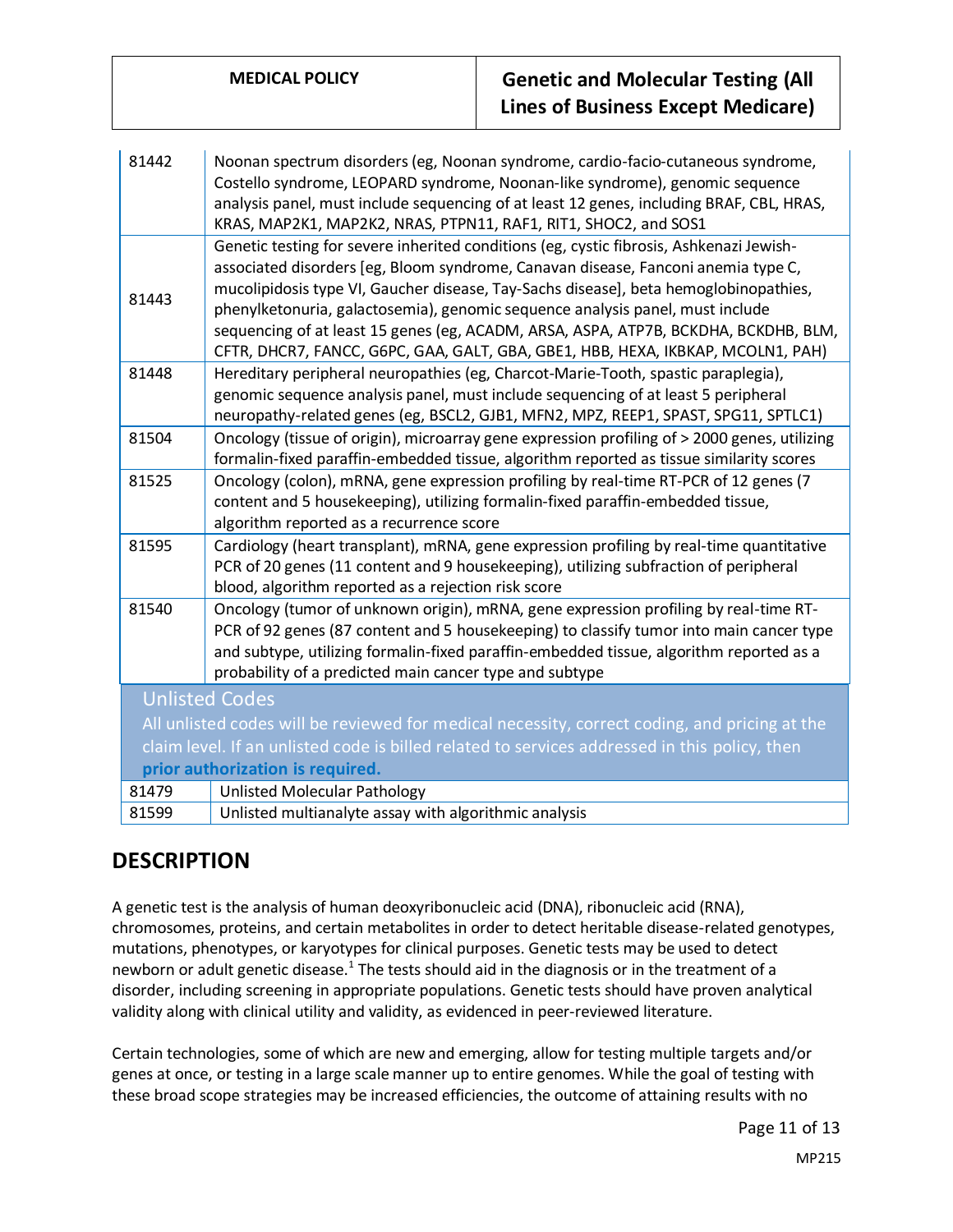| | |
|---|---|
| 81442 | Noonan spectrum disorders (eg, Noonan syndrome, cardio-facio-cutaneous syndrome, Costello syndrome, LEOPARD syndrome, Noonan-like syndrome), genomic sequence analysis panel, must include sequencing of at least 12 genes, including BRAF, CBL, HRAS, KRAS, MAP2K1, MAP2K2, NRAS, PTPN11, RAF1, RIT1, SHOC2, and SOS1 |
| 81443 | Genetic testing for severe inherited conditions (eg, cystic fibrosis, Ashkenazi Jewish-associated disorders [eg, Bloom syndrome, Canavan disease, Fanconi anemia type C, mucolipidosis type VI, Gaucher disease, Tay-Sachs disease], beta hemoglobinopathies, phenylketonuria, galactosemia), genomic sequence analysis panel, must include sequencing of at least 15 genes (eg, ACADM, ARSA, ASPA, ATP7B, BCKDHA, BCKDHB, BLM, CFTR, DHCR7, FANCC, G6PC, GAA, GALT, GBA, GBE1, HBB, HEXA, IKBKAP, MCOLN1, PAH) |
| 81448 | Hereditary peripheral neuropathies (eg, Charcot-Marie-Tooth, spastic paraplegia), genomic sequence analysis panel, must include sequencing of at least 5 peripheral neuropathy-related genes (eg, BSCL2, GJB1, MFN2, MPZ, REEP1, SPAST, SPG11, SPTLC1) |
| 81504 | Oncology (tissue of origin), microarray gene expression profiling of > 2000 genes, utilizing formalin-fixed paraffin-embedded tissue, algorithm reported as tissue similarity scores |
| 81525 | Oncology (colon), mRNA, gene expression profiling by real-time RT-PCR of 12 genes (7 content and 5 housekeeping), utilizing formalin-fixed paraffin-embedded tissue, algorithm reported as a recurrence score |
| 81595 | Cardiology (heart transplant), mRNA, gene expression profiling by real-time quantitative PCR of 20 genes (11 content and 9 housekeeping), utilizing subfraction of peripheral blood, algorithm reported as a rejection risk score |
| 81540 | Oncology (tumor of unknown origin), mRNA, gene expression profiling by real-time RT-PCR of 92 genes (87 content and 5 housekeeping) to classify tumor into main cancer type and subtype, utilizing formalin-fixed paraffin-embedded tissue, algorithm reported as a probability of a predicted main cancer type and subtype |

**Unlisted Codes**

All unlisted codes will be reviewed for medical necessity, correct coding, and pricing at the claim level. If an unlisted code is billed related to services addressed in this policy, then **prior authorization is required.**

| | |
|---|---|
| 81479 | Unlisted Molecular Pathology |
| 81599 | Unlisted multianalyte assay with algorithmic analysis |

## DESCRIPTION

A genetic test is the analysis of human deoxyribonucleic acid (DNA), ribonucleic acid (RNA), chromosomes, proteins, and certain metabolites in order to detect heritable disease-related genotypes, mutations, phenotypes, or karyotypes for clinical purposes. Genetic tests may be used to detect newborn or adult genetic disease.[1] The tests should aid in the diagnosis or in the treatment of a disorder, including screening in appropriate populations. Genetic tests should have proven analytical validity along with clinical utility and validity, as evidenced in peer-reviewed literature.

Certain technologies, some of which are new and emerging, allow for testing multiple targets and/or genes at once, or testing in a large scale manner up to entire genomes. While the goal of testing with these broad scope strategies may be increased efficiencies, the outcome of attaining results with no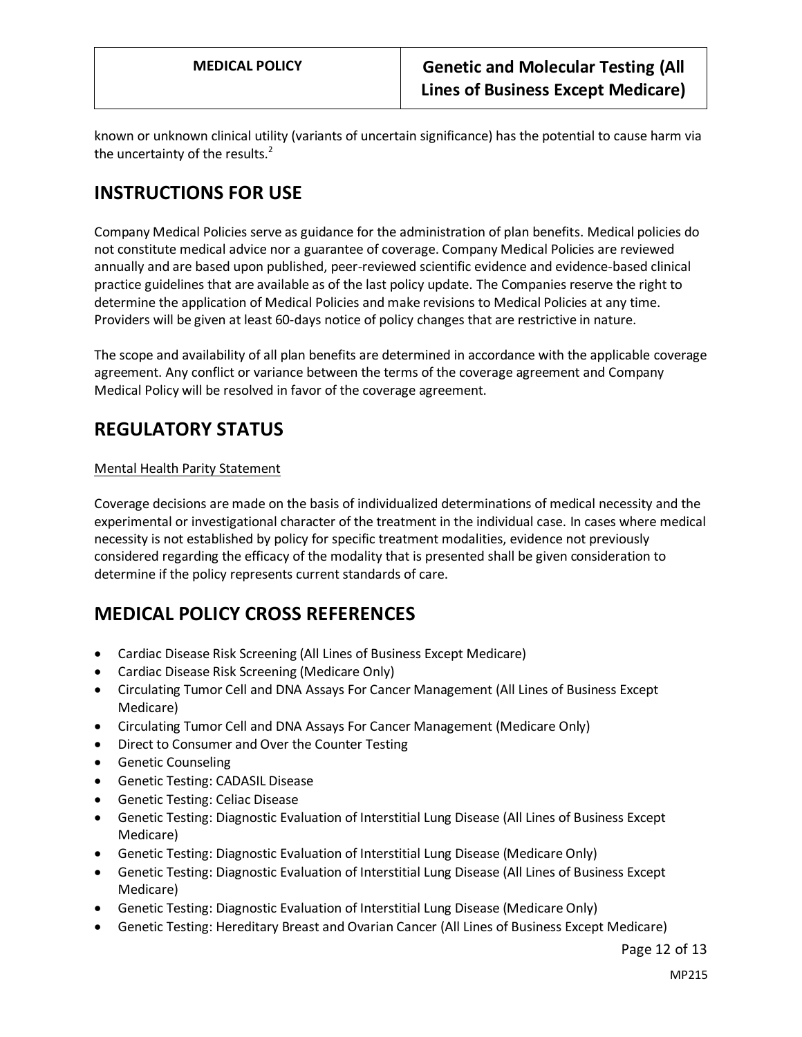known or unknown clinical utility (variants of uncertain significance) has the potential to cause harm via the uncertainty of the results.[2]

## INSTRUCTIONS FOR USE

Company Medical Policies serve as guidance for the administration of plan benefits. Medical policies do not constitute medical advice nor a guarantee of coverage. Company Medical Policies are reviewed annually and are based upon published, peer-reviewed scientific evidence and evidence-based clinical practice guidelines that are available as of the last policy update. The Companies reserve the right to determine the application of Medical Policies and make revisions to Medical Policies at any time. Providers will be given at least 60-days notice of policy changes that are restrictive in nature.

The scope and availability of all plan benefits are determined in accordance with the applicable coverage agreement. Any conflict or variance between the terms of the coverage agreement and Company Medical Policy will be resolved in favor of the coverage agreement.

## REGULATORY STATUS

Mental Health Parity Statement

Coverage decisions are made on the basis of individualized determinations of medical necessity and the experimental or investigational character of the treatment in the individual case. In cases where medical necessity is not established by policy for specific treatment modalities, evidence not previously considered regarding the efficacy of the modality that is presented shall be given consideration to determine if the policy represents current standards of care.

## MEDICAL POLICY CROSS REFERENCES

- Cardiac Disease Risk Screening (All Lines of Business Except Medicare)
- Cardiac Disease Risk Screening (Medicare Only)
- Circulating Tumor Cell and DNA Assays For Cancer Management (All Lines of Business Except Medicare)
- Circulating Tumor Cell and DNA Assays For Cancer Management (Medicare Only)
- Direct to Consumer and Over the Counter Testing
- Genetic Counseling
- Genetic Testing: CADASIL Disease
- Genetic Testing: Celiac Disease
- Genetic Testing: Diagnostic Evaluation of Interstitial Lung Disease (All Lines of Business Except Medicare)
- Genetic Testing: Diagnostic Evaluation of Interstitial Lung Disease (Medicare Only)
- Genetic Testing: Diagnostic Evaluation of Interstitial Lung Disease (All Lines of Business Except Medicare)
- Genetic Testing: Diagnostic Evaluation of Interstitial Lung Disease (Medicare Only)
- Genetic Testing: Hereditary Breast and Ovarian Cancer (All Lines of Business Except Medicare)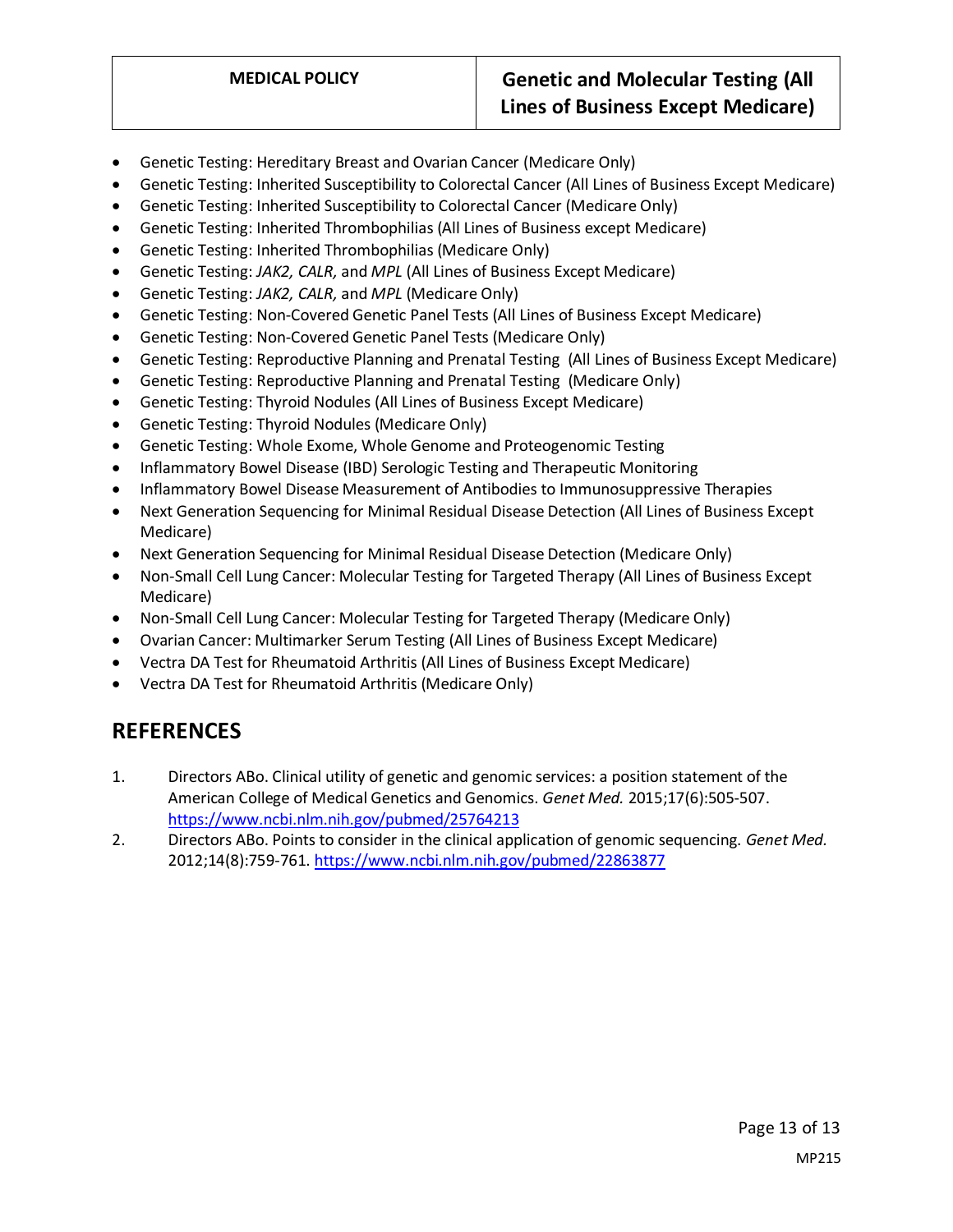- Genetic Testing: Hereditary Breast and Ovarian Cancer (Medicare Only)
- Genetic Testing: Inherited Susceptibility to Colorectal Cancer (All Lines of Business Except Medicare)
- Genetic Testing: Inherited Susceptibility to Colorectal Cancer (Medicare Only)
- Genetic Testing: Inherited Thrombophilias (All Lines of Business except Medicare)
- Genetic Testing: Inherited Thrombophilias (Medicare Only)
- Genetic Testing: *JAK2, CALR,* and *MPL* (All Lines of Business Except Medicare)
- Genetic Testing: *JAK2, CALR,* and *MPL* (Medicare Only)
- Genetic Testing: Non-Covered Genetic Panel Tests (All Lines of Business Except Medicare)
- Genetic Testing: Non-Covered Genetic Panel Tests (Medicare Only)
- Genetic Testing: Reproductive Planning and Prenatal Testing (All Lines of Business Except Medicare)
- Genetic Testing: Reproductive Planning and Prenatal Testing (Medicare Only)
- Genetic Testing: Thyroid Nodules (All Lines of Business Except Medicare)
- Genetic Testing: Thyroid Nodules (Medicare Only)
- Genetic Testing: Whole Exome, Whole Genome and Proteogenomic Testing
- Inflammatory Bowel Disease (IBD) Serologic Testing and Therapeutic Monitoring
- Inflammatory Bowel Disease Measurement of Antibodies to Immunosuppressive Therapies
- Next Generation Sequencing for Minimal Residual Disease Detection (All Lines of Business Except Medicare)
- Next Generation Sequencing for Minimal Residual Disease Detection (Medicare Only)
- Non-Small Cell Lung Cancer: Molecular Testing for Targeted Therapy (All Lines of Business Except Medicare)
- Non-Small Cell Lung Cancer: Molecular Testing for Targeted Therapy (Medicare Only)
- Ovarian Cancer: Multimarker Serum Testing (All Lines of Business Except Medicare)
- Vectra DA Test for Rheumatoid Arthritis (All Lines of Business Except Medicare)
- Vectra DA Test for Rheumatoid Arthritis (Medicare Only)

## REFERENCES

1. Directors ABo. Clinical utility of genetic and genomic services: a position statement of the American College of Medical Genetics and Genomics. *Genet Med.* 2015;17(6):505-507. https://www.ncbi.nlm.nih.gov/pubmed/25764213
2. Directors ABo. Points to consider in the clinical application of genomic sequencing. *Genet Med.* 2012;14(8):759-761. https://www.ncbi.nlm.nih.gov/pubmed/22863877